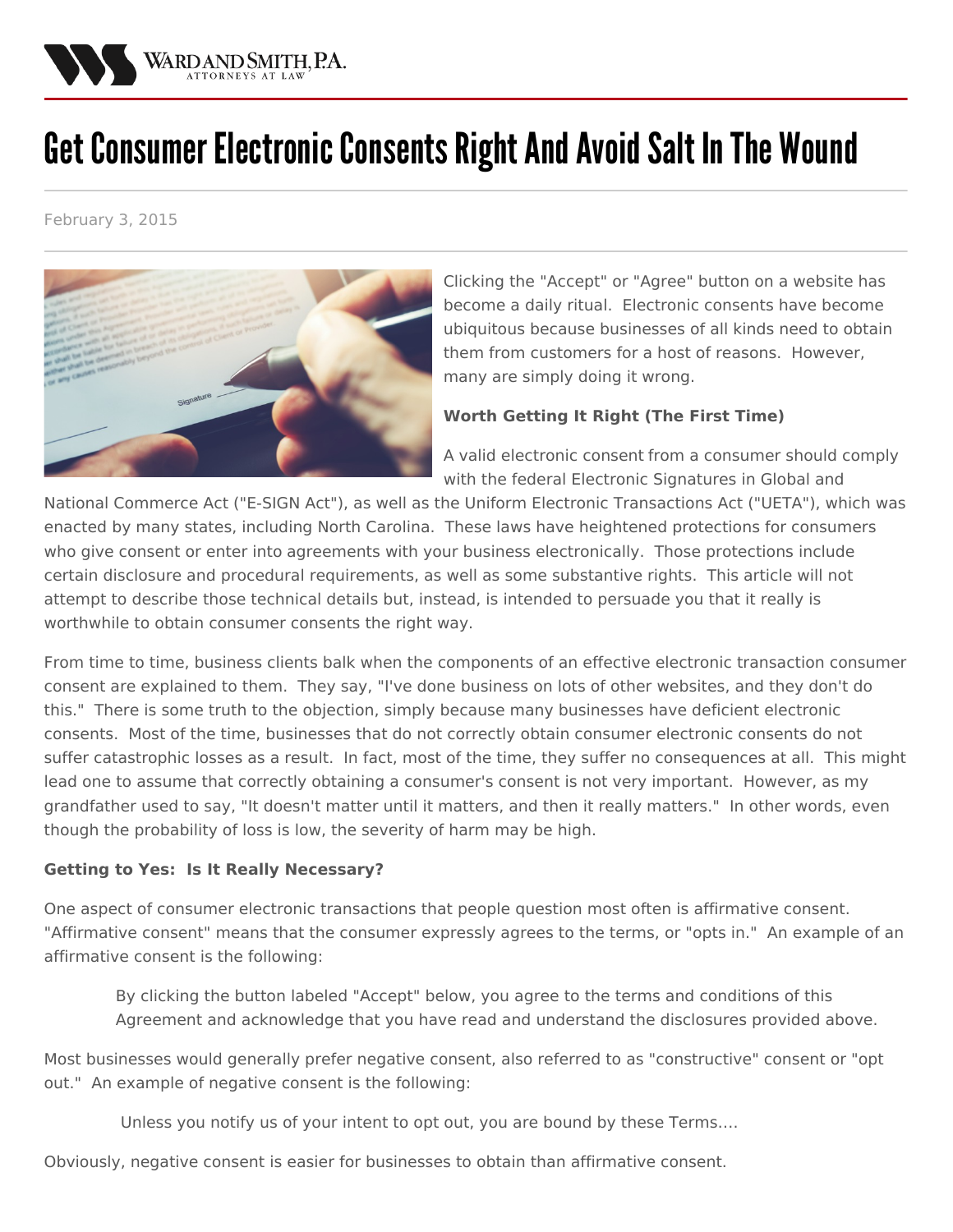# Get Consumer Electronic Consents Right And Avoid Salt In The Wound

February 3, 2015

Clicking the "Accept" or "Agree" button on a website has become a daily ritual. Electronic consents have become ubiquitous because businesses of all kinds need to obtain them from customers for a host of reasons. However, many are simply doing it wrong.

**Worth Getting It Right (The First Time)**

A valid electronic consent from a consumer should comply with the federal Electronic Signatures in Global and National Commerce Act ("E-SIGN Act"), as well as the Uniform Electronic Transactions Act ("UETA"), which was enacted by many states, including North Carolina. These laws have heightened protections for consumers who give consent or enter into agreements with your business electronically. Those protections include certain disclosure and procedural requirements, as well as some substantive rights. This article will not attempt to describe those technical details but, instead, is intended to persuade you that it really is worthwhile to obtain consumer consents the right way.

From time to time, business clients balk when the components of an effective electronic transaction consumer consent are explained to them. They say, "I've done business on lots of other websites, and they don't do this." There is some truth to the objection, simply because many businesses have deficient electronic consents. Most of the time, businesses that do not correctly obtain consumer electronic consents do not suffer catastrophic losses as a result. In fact, most of the time, they suffer no consequences at all. This might lead one to assume that correctly obtaining a consumer's consent is not very important. However, as my grandfather used to say, "It doesn't matter until it matters, and then it really matters." In other words, even though the probability of loss is low, the severity of harm may be high.

**Getting to Yes: Is It Really Necessary?**

One aspect of consumer electronic transactions that people question most often is affirmative consent. "Affirmative consent" means that the consumer expressly agrees to the terms, or "opts in." An example of an affirmative consent is the following:

> By clicking the button labeled "Accept" below, you agree to the terms and conditions of this Agreement and acknowledge that you have read and understand the disclosures provided above.

Most businesses would generally prefer negative consent, also referred to as "constructive" consent or "opt out." An example of negative consent is the following:

> Unless you notify us of your intent to opt out, you are bound by these Terms....

Obviously, negative consent is easier for businesses to obtain than affirmative consent.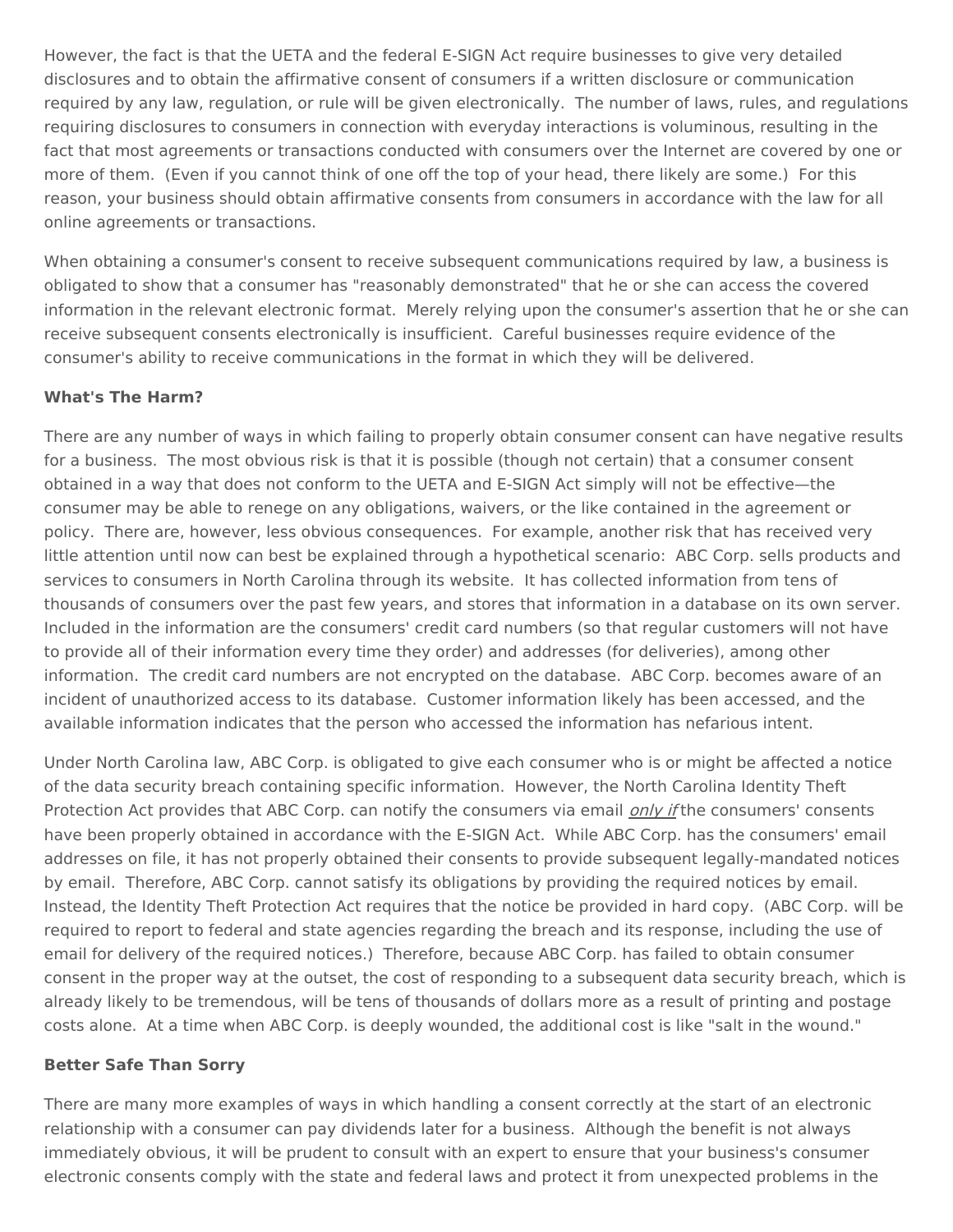However, the fact is that the UETA and the federal E-SIGN Act require businesses to give very detailed disclosures and to obtain the affirmative consent of consumers if a written disclosure or communication required by any law, regulation, or rule will be given electronically. The number of laws, rules, and regulations requiring disclosures to consumers in connection with everyday interactions is voluminous, resulting in the fact that most agreements or transactions conducted with consumers over the Internet are covered by one or more of them. (Even if you cannot think of one off the top of your head, there likely are some.) For this reason, your business should obtain affirmative consents from consumers in accordance with the law for all online agreements or transactions.

When obtaining a consumer's consent to receive subsequent communications required by law, a business is obligated to show that a consumer has "reasonably demonstrated" that he or she can access the covered information in the relevant electronic format. Merely relying upon the consumer's assertion that he or she can receive subsequent consents electronically is insufficient. Careful businesses require evidence of the consumer's ability to receive communications in the format in which they will be delivered.

**What's The Harm?**

There are any number of ways in which failing to properly obtain consumer consent can have negative results for a business. The most obvious risk is that it is possible (though not certain) that a consumer consent obtained in a way that does not conform to the UETA and E-SIGN Act simply will not be effective—the consumer may be able to renege on any obligations, waivers, or the like contained in the agreement or policy. There are, however, less obvious consequences. For example, another risk that has received very little attention until now can best be explained through a hypothetical scenario: ABC Corp. sells products and services to consumers in North Carolina through its website. It has collected information from tens of thousands of consumers over the past few years, and stores that information in a database on its own server. Included in the information are the consumers' credit card numbers (so that regular customers will not have to provide all of their information every time they order) and addresses (for deliveries), among other information. The credit card numbers are not encrypted on the database. ABC Corp. becomes aware of an incident of unauthorized access to its database. Customer information likely has been accessed, and the available information indicates that the person who accessed the information has nefarious intent.

Under North Carolina law, ABC Corp. is obligated to give each consumer who is or might be affected a notice of the data security breach containing specific information. However, the North Carolina Identity Theft Protection Act provides that ABC Corp. can notify the consumers via email *only if* the consumers' consents have been properly obtained in accordance with the E-SIGN Act. While ABC Corp. has the consumers' email addresses on file, it has not properly obtained their consents to provide subsequent legally-mandated notices by email. Therefore, ABC Corp. cannot satisfy its obligations by providing the required notices by email. Instead, the Identity Theft Protection Act requires that the notice be provided in hard copy. (ABC Corp. will be required to report to federal and state agencies regarding the breach and its response, including the use of email for delivery of the required notices.) Therefore, because ABC Corp. has failed to obtain consumer consent in the proper way at the outset, the cost of responding to a subsequent data security breach, which is already likely to be tremendous, will be tens of thousands of dollars more as a result of printing and postage costs alone. At a time when ABC Corp. is deeply wounded, the additional cost is like "salt in the wound."

**Better Safe Than Sorry**

There are many more examples of ways in which handling a consent correctly at the start of an electronic relationship with a consumer can pay dividends later for a business. Although the benefit is not always immediately obvious, it will be prudent to consult with an expert to ensure that your business's consumer electronic consents comply with the state and federal laws and protect it from unexpected problems in the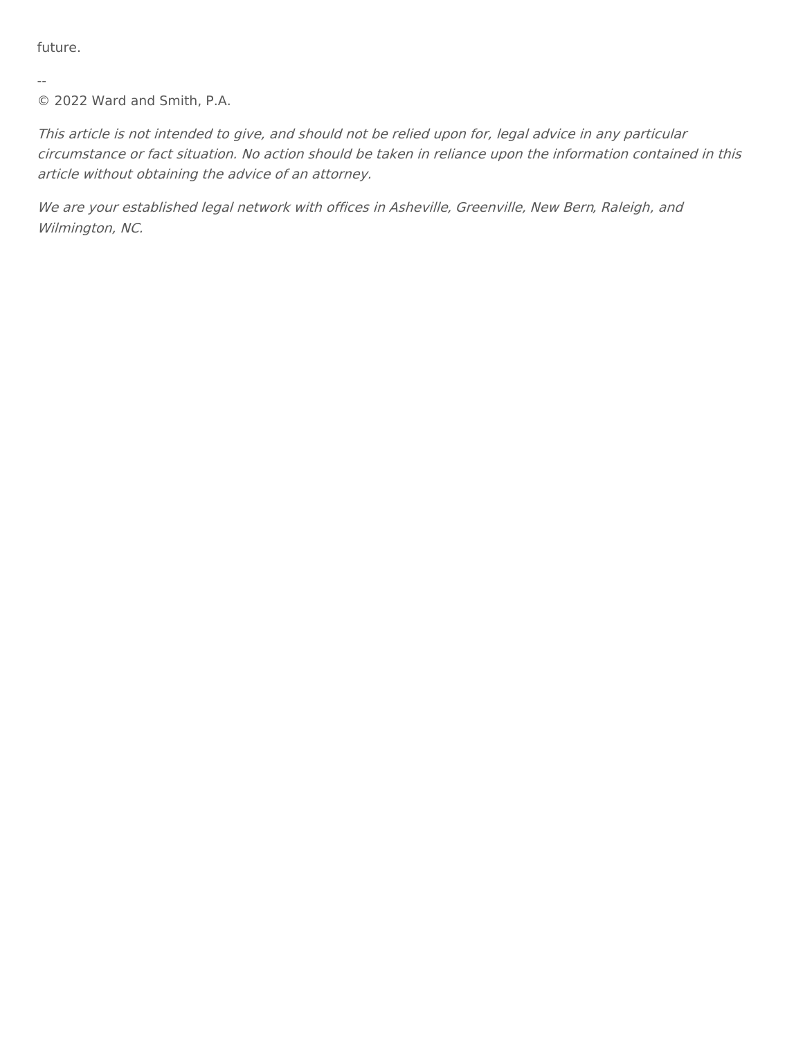future.

--

© 2022 Ward and Smith, P.A.

*This article is not intended to give, and should not be relied upon for, legal advice in any particular circumstance or fact situation. No action should be taken in reliance upon the information contained in this article without obtaining the advice of an attorney.*

*We are your established legal network with offices in Asheville, Greenville, New Bern, Raleigh, and Wilmington, NC.*